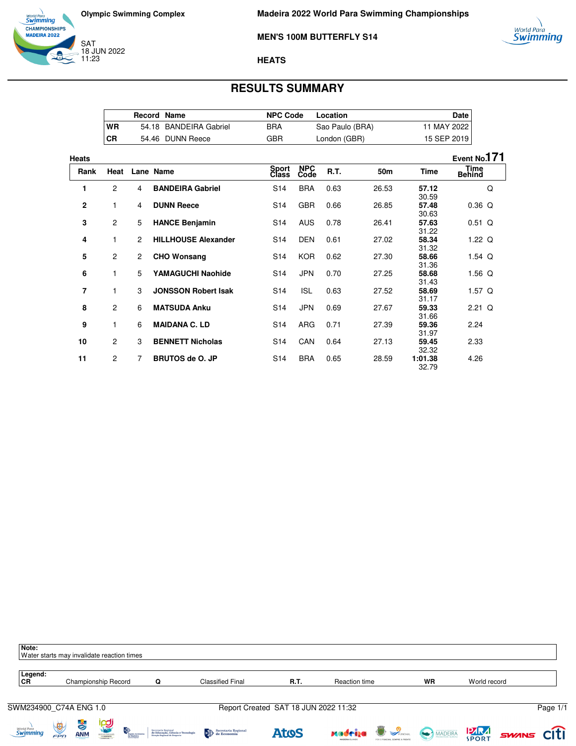Olympic Swimming Complex

SAT
18 JUN 2022
11:23

**Madeira 2022 World Para Swimming Championships**

**MEN'S 100M BUTTERFLY S14**

**HEATS**

## RESULTS SUMMARY

| | Record | Name | NPC Code | Location | Date |
|---|---|---|---|---|---|
| **WR** | 54.18 | BANDEIRA Gabriel | BRA | Sao Paulo (BRA) | 11 MAY 2022 |
| **CR** | 54.46 | DUNN Reece | GBR | London (GBR) | 15 SEP 2019 |

**Heats** — **Event No.171**

| Rank | Heat | Lane | Name | Sport Class | NPC Code | R.T. | 50m | Time | Time Behind | |
|---|---|---|---|---|---|---|---|---|---|---|
| **1** | 2 | 4 | **BANDEIRA Gabriel** | S14 | BRA | 0.63 | 26.53 | **57.12** 30.59 | | Q |
| **2** | 1 | 4 | **DUNN Reece** | S14 | GBR | 0.66 | 26.85 | **57.48** 30.63 | 0.36 | Q |
| **3** | 2 | 5 | **HANCE Benjamin** | S14 | AUS | 0.78 | 26.41 | **57.63** 31.22 | 0.51 | Q |
| **4** | 1 | 2 | **HILLHOUSE Alexander** | S14 | DEN | 0.61 | 27.02 | **58.34** 31.32 | 1.22 | Q |
| **5** | 2 | 2 | **CHO Wonsang** | S14 | KOR | 0.62 | 27.30 | **58.66** 31.36 | 1.54 | Q |
| **6** | 1 | 5 | **YAMAGUCHI Naohide** | S14 | JPN | 0.70 | 27.25 | **58.68** 31.43 | 1.56 | Q |
| **7** | 1 | 3 | **JONSSON Robert Isak** | S14 | ISL | 0.63 | 27.52 | **58.69** 31.17 | 1.57 | Q |
| **8** | 2 | 6 | **MATSUDA Anku** | S14 | JPN | 0.69 | 27.67 | **59.33** 31.66 | 2.21 | Q |
| **9** | 1 | 6 | **MAIDANA C. LD** | S14 | ARG | 0.71 | 27.39 | **59.36** 31.97 | 2.24 | |
| **10** | 2 | 3 | **BENNETT Nicholas** | S14 | CAN | 0.64 | 27.13 | **59.45** 32.32 | 2.33 | |
| **11** | 2 | 7 | **BRUTOS de O. JP** | S14 | BRA | 0.65 | 28.59 | **1:01.38** 32.79 | 4.26 | |

**Note:**
Water starts may invalidate reaction times

**Legend:**

| | | | | | | | |
|---|---|---|---|---|---|---|---|
| **CR** | Championship Record | **Q** | Classified Final | **R.T.** | Reaction time | **WR** | World record |

SWM234900_C74A ENG 1.0 — Report Created SAT 18 JUN 2022 11:32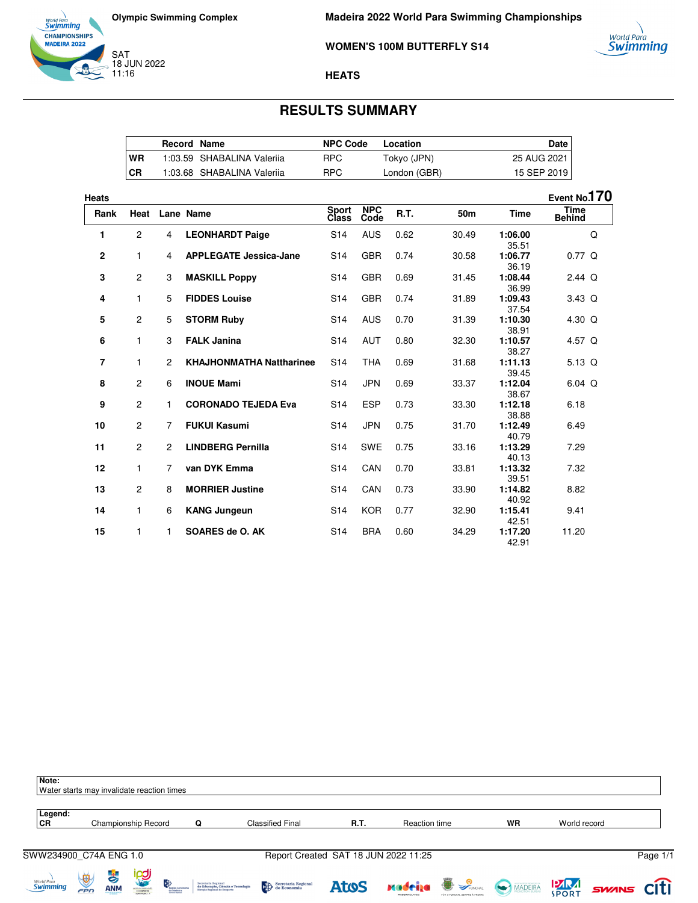Olympic Swimming Complex

SAT 18 JUN 2022 11:16

# Madeira 2022 World Para Swimming Championships

## WOMEN'S 100M BUTTERFLY S14

## HEATS

## RESULTS SUMMARY

| | Record | Name | NPC Code | Location | Date |
|---|---|---|---|---|---|
| WR | 1:03.59 | SHABALINA Valeriia | RPC | Tokyo (JPN) | 25 AUG 2021 |
| CR | 1:03.68 | SHABALINA Valeriia | RPC | London (GBR) | 15 SEP 2019 |

**Heats** Event No. **170**

| Rank | Heat | Lane | Name | Sport Class | NPC Code | R.T. | 50m | Time | Time Behind | |
|---|---|---|---|---|---|---|---|---|---|---|
| **1** | 2 | 4 | **LEONHARDT Paige** | S14 | AUS | 0.62 | 30.49 | **1:06.00** 35.51 | | Q |
| **2** | 1 | 4 | **APPLEGATE Jessica-Jane** | S14 | GBR | 0.74 | 30.58 | **1:06.77** 36.19 | 0.77 | Q |
| **3** | 2 | 3 | **MASKILL Poppy** | S14 | GBR | 0.69 | 31.45 | **1:08.44** 36.99 | 2.44 | Q |
| **4** | 1 | 5 | **FIDDES Louise** | S14 | GBR | 0.74 | 31.89 | **1:09.43** 37.54 | 3.43 | Q |
| **5** | 2 | 5 | **STORM Ruby** | S14 | AUS | 0.70 | 31.39 | **1:10.30** 38.91 | 4.30 | Q |
| **6** | 1 | 3 | **FALK Janina** | S14 | AUT | 0.80 | 32.30 | **1:10.57** 38.27 | 4.57 | Q |
| **7** | 1 | 2 | **KHAJHONMATHA Nattharinee** | S14 | THA | 0.69 | 31.68 | **1:11.13** 39.45 | 5.13 | Q |
| **8** | 2 | 6 | **INOUE Mami** | S14 | JPN | 0.69 | 33.37 | **1:12.04** 38.67 | 6.04 | Q |
| **9** | 2 | 1 | **CORONADO TEJEDA Eva** | S14 | ESP | 0.73 | 33.30 | **1:12.18** 38.88 | 6.18 | |
| **10** | 2 | 7 | **FUKUI Kasumi** | S14 | JPN | 0.75 | 31.70 | **1:12.49** 40.79 | 6.49 | |
| **11** | 2 | 2 | **LINDBERG Pernilla** | S14 | SWE | 0.75 | 33.16 | **1:13.29** 40.13 | 7.29 | |
| **12** | 1 | 7 | **van DYK Emma** | S14 | CAN | 0.70 | 33.81 | **1:13.32** 39.51 | 7.32 | |
| **13** | 2 | 8 | **MORRIER Justine** | S14 | CAN | 0.73 | 33.90 | **1:14.82** 40.92 | 8.82 | |
| **14** | 1 | 6 | **KANG Jungeun** | S14 | KOR | 0.77 | 32.90 | **1:15.41** 42.51 | 9.41 | |
| **15** | 1 | 1 | **SOARES de O. AK** | S14 | BRA | 0.60 | 34.29 | **1:17.20** 42.91 | 11.20 | |

**Note:**
Water starts may invalidate reaction times

**Legend:**

| | | | | | | | |
|---|---|---|---|---|---|---|---|
| **CR** | Championship Record | **Q** | Classified Final | **R.T.** | Reaction time | **WR** | World record |

SWW234900_C74A ENG 1.0 — Report Created SAT 18 JUN 2022 11:25